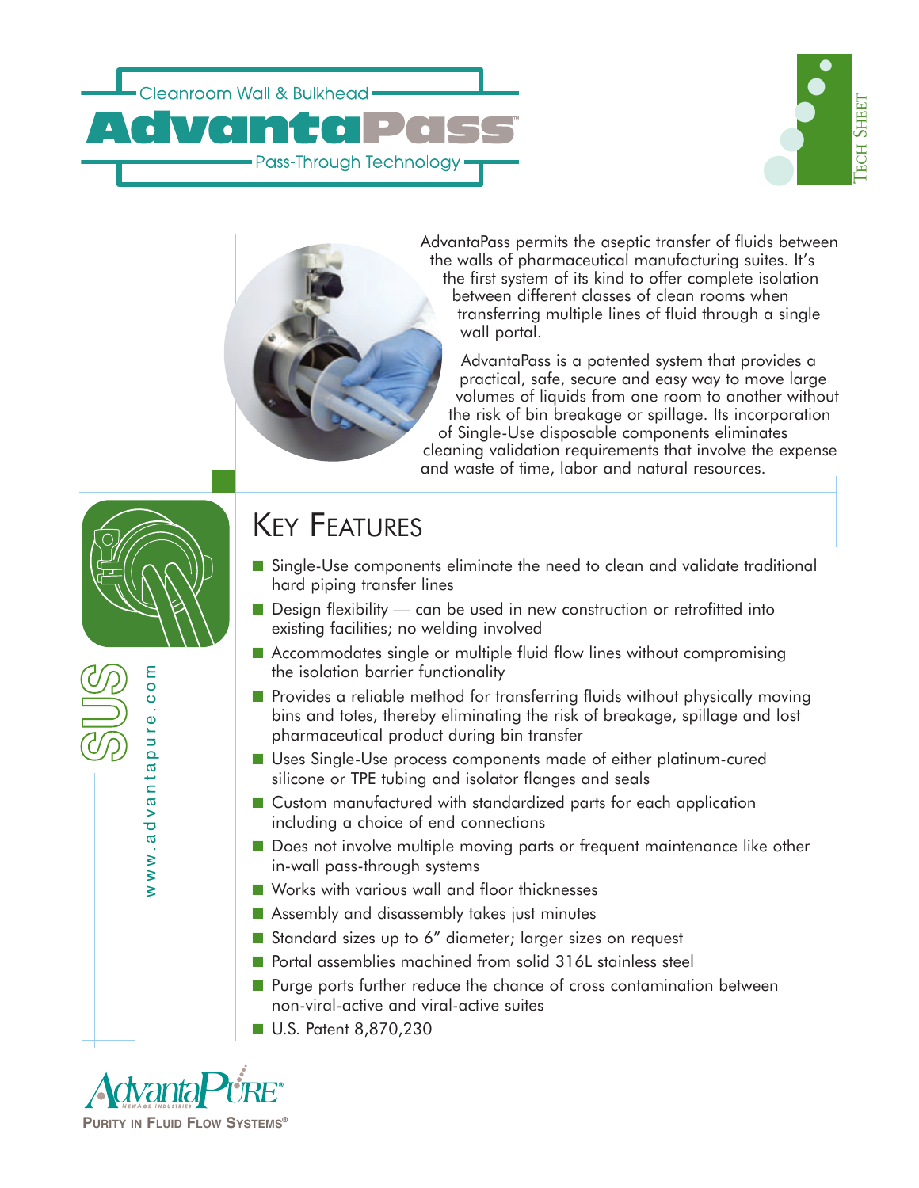# Cleanroom Wall & Bulkhead AdvantaPass™ Pass-Through Technology

Tech Sheet

AdvantaPass permits the aseptic transfer of fluids between the walls of pharmaceutical manufacturing suites. It's the first system of its kind to offer complete isolation between different classes of clean rooms when transferring multiple lines of fluid through a single wall portal.

AdvantaPass is a patented system that provides a practical, safe, secure and easy way to move large volumes of liquids from one room to another without the risk of bin breakage or spillage. Its incorporation of Single-Use disposable components eliminates cleaning validation requirements that involve the expense and waste of time, labor and natural resources.

SUS

www.advantapure.com

## Key Features

- Single-Use components eliminate the need to clean and validate traditional hard piping transfer lines
- Design flexibility — can be used in new construction or retrofitted into existing facilities; no welding involved
- Accommodates single or multiple fluid flow lines without compromising the isolation barrier functionality
- Provides a reliable method for transferring fluids without physically moving bins and totes, thereby eliminating the risk of breakage, spillage and lost pharmaceutical product during bin transfer
- Uses Single-Use process components made of either platinum-cured silicone or TPE tubing and isolator flanges and seals
- Custom manufactured with standardized parts for each application including a choice of end connections
- Does not involve multiple moving parts or frequent maintenance like other in-wall pass-through systems
- Works with various wall and floor thicknesses
- Assembly and disassembly takes just minutes
- Standard sizes up to 6" diameter; larger sizes on request
- Portal assemblies machined from solid 316L stainless steel
- Purge ports further reduce the chance of cross contamination between non-viral-active and viral-active suites
- U.S. Patent 8,870,230

AdvantaPure® NewAge Industries

Purity in Fluid Flow Systems®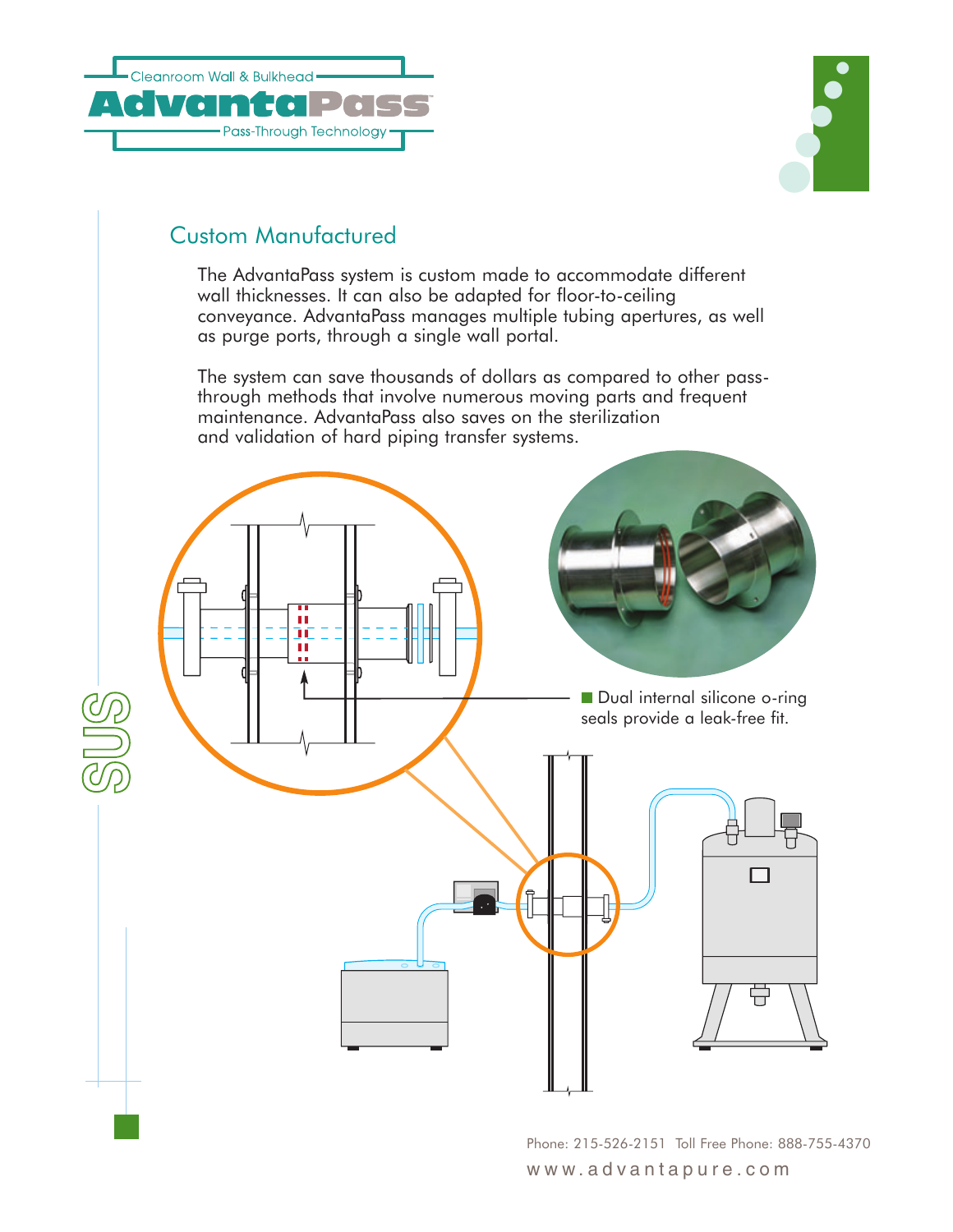## Custom Manufactured

The AdvantaPass system is custom made to accommodate different wall thicknesses. It can also be adapted for floor-to-ceiling conveyance. AdvantaPass manages multiple tubing apertures, as well as purge ports, through a single wall portal.

The system can save thousands of dollars as compared to other pass-through methods that involve numerous moving parts and frequent maintenance. AdvantaPass also saves on the sterilization and validation of hard piping transfer systems.

- Dual internal silicone o-ring seals provide a leak-free fit.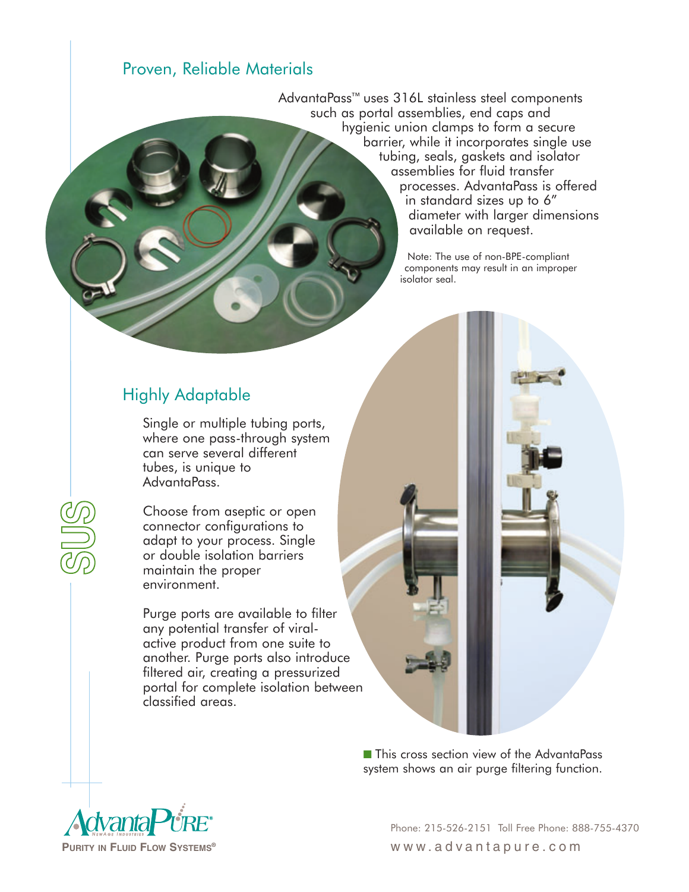## Proven, Reliable Materials

AdvantaPass™ uses 316L stainless steel components such as portal assemblies, end caps and hygienic union clamps to form a secure barrier, while it incorporates single use tubing, seals, gaskets and isolator assemblies for fluid transfer processes. AdvantaPass is offered in standard sizes up to 6" diameter with larger dimensions available on request.

Note: The use of non-BPE-compliant components may result in an improper isolator seal.

## Highly Adaptable

Single or multiple tubing ports, where one pass-through system can serve several different tubes, is unique to AdvantaPass.

Choose from aseptic or open connector configurations to adapt to your process. Single or double isolation barriers maintain the proper environment.

Purge ports are available to filter any potential transfer of viral-active product from one suite to another. Purge ports also introduce filtered air, creating a pressurized portal for complete isolation between classified areas.

SUS

This cross section view of the AdvantaPass system shows an air purge filtering function.

AdvantaPure® NewAge Industries

PURITY IN FLUID FLOW SYSTEMS®

Phone: 215-526-2151 Toll Free Phone: 888-755-4370

www.advantapure.com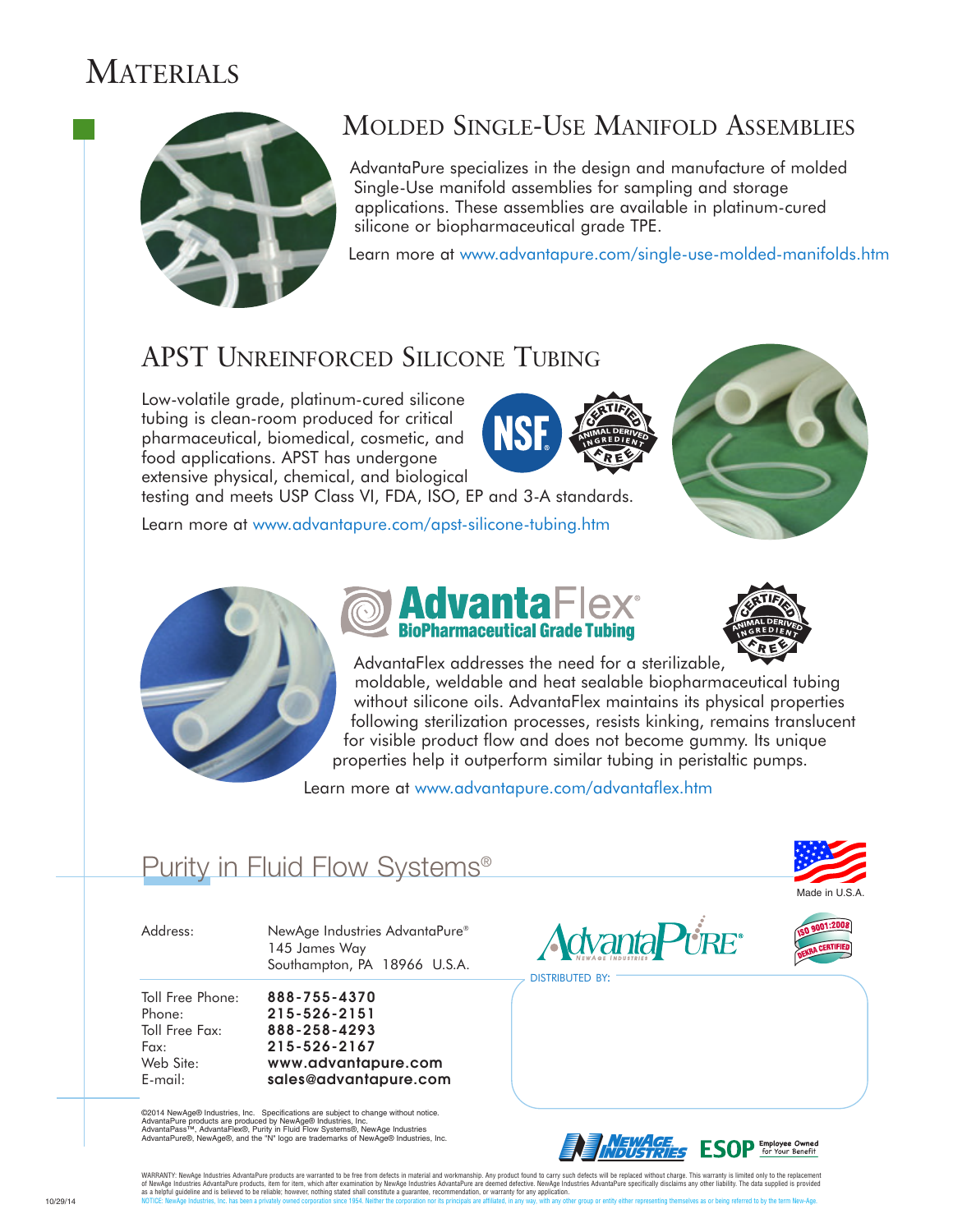# Materials

## Molded Single-Use Manifold Assemblies

AdvantaPure specializes in the design and manufacture of molded Single-Use manifold assemblies for sampling and storage applications. These assemblies are available in platinum-cured silicone or biopharmaceutical grade TPE.

Learn more at www.advantapure.com/single-use-molded-manifolds.htm

## APST Unreinforced Silicone Tubing

Low-volatile grade, platinum-cured silicone tubing is clean-room produced for critical pharmaceutical, biomedical, cosmetic, and food applications. APST has undergone extensive physical, chemical, and biological testing and meets USP Class VI, FDA, ISO, EP and 3-A standards.

Learn more at www.advantapure.com/apst-silicone-tubing.htm

## AdvantaFlex®

### BioPharmaceutical Grade Tubing

AdvantaFlex addresses the need for a sterilizable, moldable, weldable and heat sealable biopharmaceutical tubing without silicone oils. AdvantaFlex maintains its physical properties following sterilization processes, resists kinking, remains translucent for visible product flow and does not become gummy. Its unique properties help it outperform similar tubing in peristaltic pumps.

Learn more at www.advantapure.com/advantaflex.htm

## Purity in Fluid Flow Systems®

Made in U.S.A.

| | |
|---|---|
| Address: | NewAge Industries AdvantaPure® 145 James Way Southampton, PA 18966 U.S.A. |
| Toll Free Phone: | **888-755-4370** |
| Phone: | **215-526-2151** |
| Toll Free Fax: | **888-258-4293** |
| Fax: | **215-526-2167** |
| Web Site: | **www.advantapure.com** |
| E-mail: | **sales@advantapure.com** |

AdvantaPURE® NewAge Industries

ISO 9001:2008 DEKRA CERTIFIED

DISTRIBUTED BY:

©2014 NewAge® Industries, Inc. Specifications are subject to change without notice.
AdvantaPure products are produced by NewAge® Industries, Inc.
AdvantaPass™, AdvantaFlex®, Purity in Fluid Flow Systems®, NewAge Industries
AdvantaPure®, NewAge®, and the "N" logo are trademarks of NewAge® Industries, Inc.

NewAge Industries ESOP Employee Owned for Your Benefit

WARRANTY: NewAge Industries AdvantaPure products are warranted to be free from defects in material and workmanship. Any product found to carry such defects will be replaced without charge. This warranty is limited only to the replacement of NewAge Industries AdvantaPure products, item for item, which after examination by NewAge Industries AdvantaPure are deemed defective. NewAge Industries AdvantaPure specifically disclaims any other liability. The data supplied is provided as a helpful guideline and is believed to be reliable; however, nothing stated shall constitute a guarantee, recommendation, or warranty for any application.

NOTICE: NewAge Industries, Inc. has been a privately owned corporation since 1954. Neither the corporation nor its principals are affiliated, in any way, with any other group or entity either representing themselves as or being referred to by the term New-Age.

10/29/14